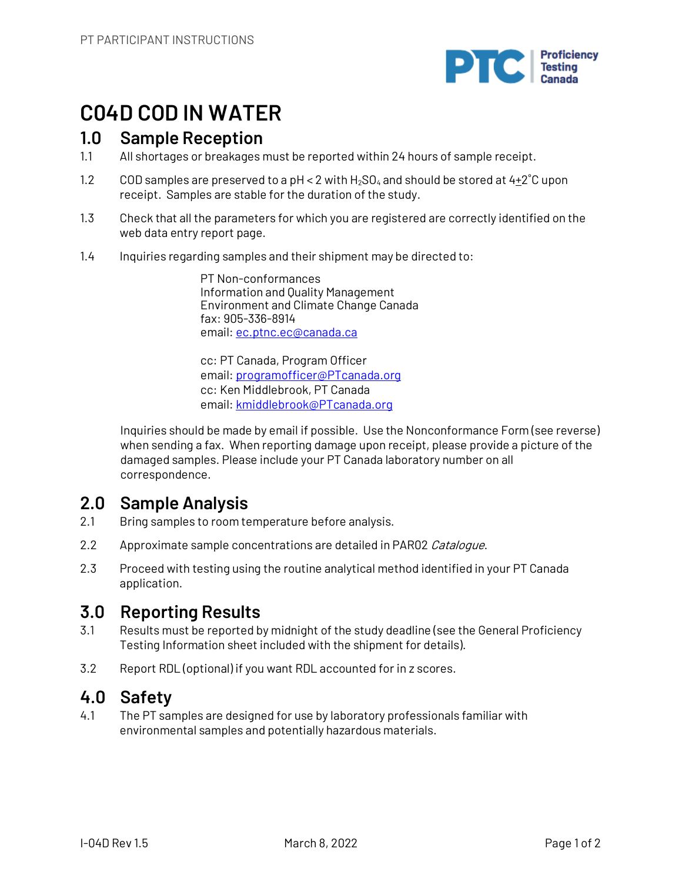# C04D COD IN WATER

## 1.0 Sample Reception

1.1 All shortages or breakages must be reported within 24 hours of sample receipt.

1.2 COD samples are preserved to a pH < 2 with $H_2SO_4$ and should be stored at 4±2°C upon receipt. Samples are stable for the duration of the study.

1.3 Check that all the parameters for which you are registered are correctly identified on the web data entry report page.

1.4 Inquiries regarding samples and their shipment may be directed to:

> PT Non-conformances
> Information and Quality Management
> Environment and Climate Change Canada
> fax: 905-336-8914
> email: ec.ptnc.ec@canada.ca
>
> cc: PT Canada, Program Officer
> email: programofficer@PTcanada.org
> cc: Ken Middlebrook, PT Canada
> email: kmiddlebrook@PTcanada.org

Inquiries should be made by email if possible. Use the Nonconformance Form (see reverse) when sending a fax. When reporting damage upon receipt, please provide a picture of the damaged samples. Please include your PT Canada laboratory number on all correspondence.

## 2.0 Sample Analysis

2.1 Bring samples to room temperature before analysis.

2.2 Approximate sample concentrations are detailed in PAR02 *Catalogue*.

2.3 Proceed with testing using the routine analytical method identified in your PT Canada application.

## 3.0 Reporting Results

3.1 Results must be reported by midnight of the study deadline (see the General Proficiency Testing Information sheet included with the shipment for details).

3.2 Report RDL (optional) if you want RDL accounted for in z scores.

## 4.0 Safety

4.1 The PT samples are designed for use by laboratory professionals familiar with environmental samples and potentially hazardous materials.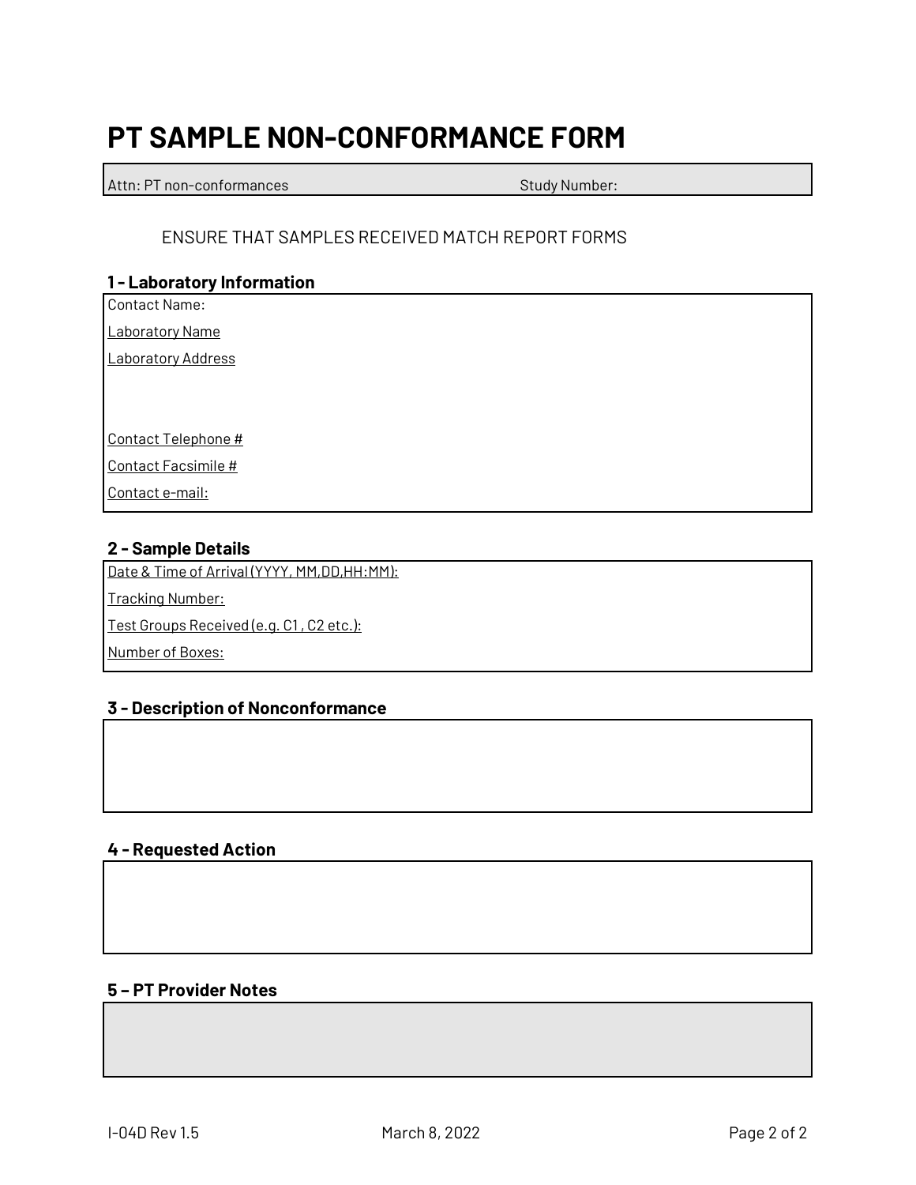# PT SAMPLE NON-CONFORMANCE FORM

Attn: PT non-conformances Study Number:

ENSURE THAT SAMPLES RECEIVED MATCH REPORT FORMS

### 1 - Laboratory Information

Contact Name:

Laboratory Name

Laboratory Address

Contact Telephone #

Contact Facsimile #

Contact e-mail:

### 2 - Sample Details

Date & Time of Arrival (YYYY, MM,DD,HH:MM):

Tracking Number:

Test Groups Received (e.g. C1 , C2 etc.):

Number of Boxes:

### 3 - Description of Nonconformance

### 4 - Requested Action

### 5 – PT Provider Notes

I-04D Rev 1.5 March 8, 2022